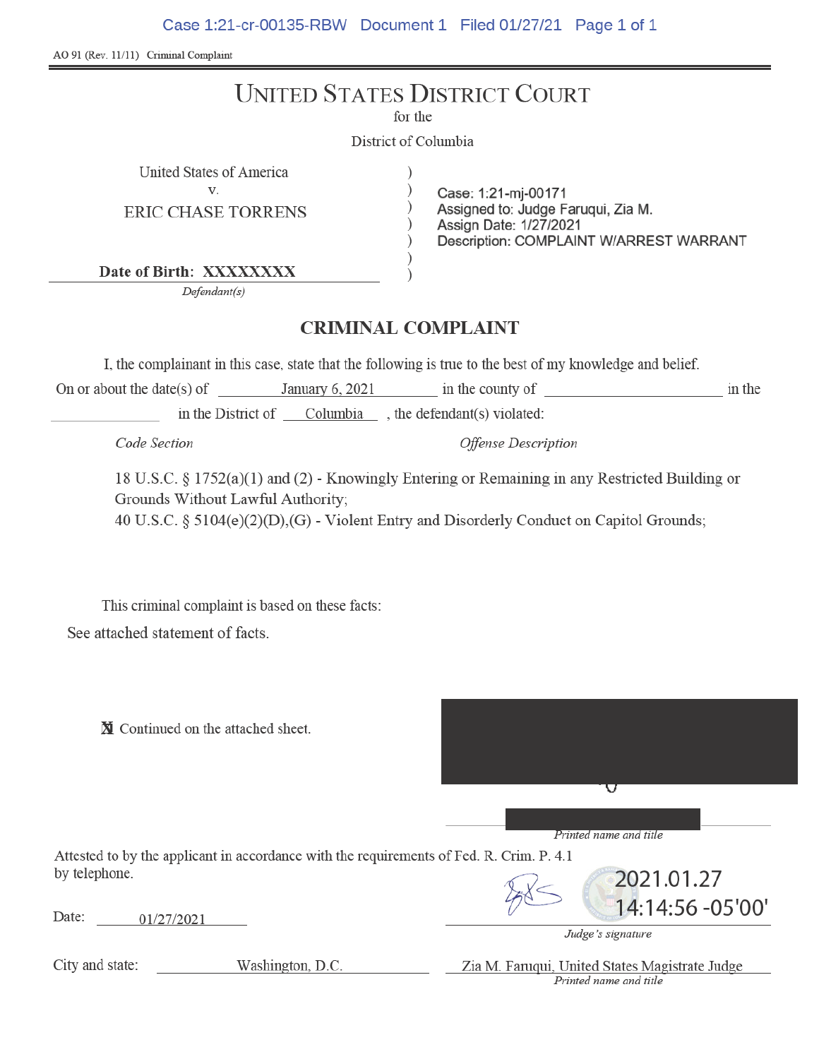AO 91 (Rev. 11/11) Criminal Complaint

# UNITED STATES DISTRICT COURT

for the

District of Columbia

United States of America
v.
ERIC CHASE TORRENS

Date of Birth: XXXXXXXX

*Defendant(s)*

Case: 1:21-mj-00171
Assigned to: Judge Faruqui, Zia M.
Assign Date: 1/27/2021
Description: COMPLAINT W/ARREST WARRANT

## CRIMINAL COMPLAINT

I, the complainant in this case, state that the following is true to the best of my knowledge and belief.

On or about the date(s) of January 6, 2021 in the county of \_\_\_\_\_\_\_\_\_\_ in the \_\_\_\_\_\_\_\_\_\_ in the District of Columbia, the defendant(s) violated:

| *Code Section* | *Offense Description* |
|---|---|

18 U.S.C. § 1752(a)(1) and (2) - Knowingly Entering or Remaining in any Restricted Building or Grounds Without Lawful Authority;
40 U.S.C. § 5104(e)(2)(D),(G) - Violent Entry and Disorderly Conduct on Capitol Grounds;

This criminal complaint is based on these facts:

See attached statement of facts.

☒ Continued on the attached sheet.

*Printed name and title*

Attested to by the applicant in accordance with the requirements of Fed. R. Crim. P. 4.1 by telephone.

2021.01.27 14:14:56 -05'00'

Date: 01/27/2021

*Judge's signature*

City and state: Washington, D.C.

Zia M. Faruqui, United States Magistrate Judge
*Printed name and title*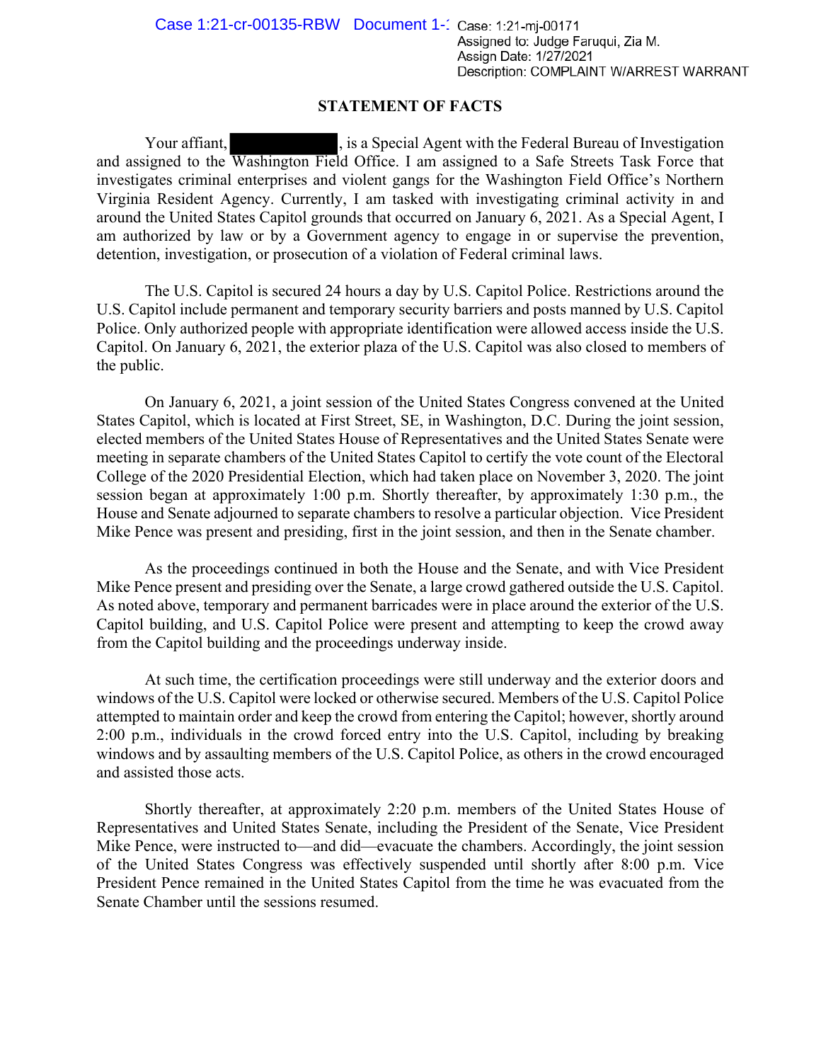Case: 1:21-mj-00171
Assigned to: Judge Faruqui, Zia M.
Assign Date: 1/27/2021
Description: COMPLAINT W/ARREST WARRANT

## STATEMENT OF FACTS

Your affiant, [REDACTED], is a Special Agent with the Federal Bureau of Investigation and assigned to the Washington Field Office. I am assigned to a Safe Streets Task Force that investigates criminal enterprises and violent gangs for the Washington Field Office's Northern Virginia Resident Agency. Currently, I am tasked with investigating criminal activity in and around the United States Capitol grounds that occurred on January 6, 2021. As a Special Agent, I am authorized by law or by a Government agency to engage in or supervise the prevention, detention, investigation, or prosecution of a violation of Federal criminal laws.

The U.S. Capitol is secured 24 hours a day by U.S. Capitol Police. Restrictions around the U.S. Capitol include permanent and temporary security barriers and posts manned by U.S. Capitol Police. Only authorized people with appropriate identification were allowed access inside the U.S. Capitol. On January 6, 2021, the exterior plaza of the U.S. Capitol was also closed to members of the public.

On January 6, 2021, a joint session of the United States Congress convened at the United States Capitol, which is located at First Street, SE, in Washington, D.C. During the joint session, elected members of the United States House of Representatives and the United States Senate were meeting in separate chambers of the United States Capitol to certify the vote count of the Electoral College of the 2020 Presidential Election, which had taken place on November 3, 2020. The joint session began at approximately 1:00 p.m. Shortly thereafter, by approximately 1:30 p.m., the House and Senate adjourned to separate chambers to resolve a particular objection. Vice President Mike Pence was present and presiding, first in the joint session, and then in the Senate chamber.

As the proceedings continued in both the House and the Senate, and with Vice President Mike Pence present and presiding over the Senate, a large crowd gathered outside the U.S. Capitol. As noted above, temporary and permanent barricades were in place around the exterior of the U.S. Capitol building, and U.S. Capitol Police were present and attempting to keep the crowd away from the Capitol building and the proceedings underway inside.

At such time, the certification proceedings were still underway and the exterior doors and windows of the U.S. Capitol were locked or otherwise secured. Members of the U.S. Capitol Police attempted to maintain order and keep the crowd from entering the Capitol; however, shortly around 2:00 p.m., individuals in the crowd forced entry into the U.S. Capitol, including by breaking windows and by assaulting members of the U.S. Capitol Police, as others in the crowd encouraged and assisted those acts.

Shortly thereafter, at approximately 2:20 p.m. members of the United States House of Representatives and United States Senate, including the President of the Senate, Vice President Mike Pence, were instructed to—and did—evacuate the chambers. Accordingly, the joint session of the United States Congress was effectively suspended until shortly after 8:00 p.m. Vice President Pence remained in the United States Capitol from the time he was evacuated from the Senate Chamber until the sessions resumed.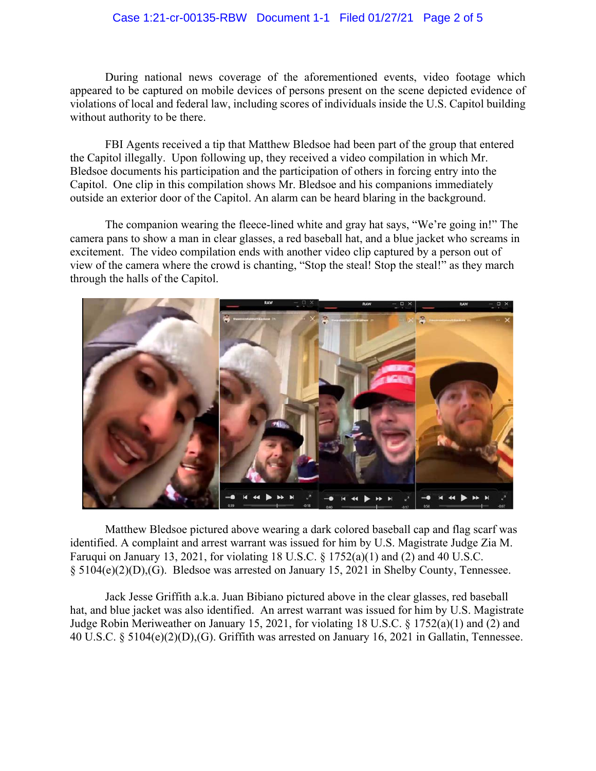During national news coverage of the aforementioned events, video footage which appeared to be captured on mobile devices of persons present on the scene depicted evidence of violations of local and federal law, including scores of individuals inside the U.S. Capitol building without authority to be there.

FBI Agents received a tip that Matthew Bledsoe had been part of the group that entered the Capitol illegally. Upon following up, they received a video compilation in which Mr. Bledsoe documents his participation and the participation of others in forcing entry into the Capitol. One clip in this compilation shows Mr. Bledsoe and his companions immediately outside an exterior door of the Capitol. An alarm can be heard blaring in the background.

The companion wearing the fleece-lined white and gray hat says, "We're going in!" The camera pans to show a man in clear glasses, a red baseball hat, and a blue jacket who screams in excitement. The video compilation ends with another video clip captured by a person out of view of the camera where the crowd is chanting, "Stop the steal! Stop the steal!" as they march through the halls of the Capitol.

Matthew Bledsoe pictured above wearing a dark colored baseball cap and flag scarf was identified. A complaint and arrest warrant was issued for him by U.S. Magistrate Judge Zia M. Faruqui on January 13, 2021, for violating 18 U.S.C. § 1752(a)(1) and (2) and 40 U.S.C. § 5104(e)(2)(D),(G). Bledsoe was arrested on January 15, 2021 in Shelby County, Tennessee.

Jack Jesse Griffith a.k.a. Juan Bibiano pictured above in the clear glasses, red baseball hat, and blue jacket was also identified. An arrest warrant was issued for him by U.S. Magistrate Judge Robin Meriweather on January 15, 2021, for violating 18 U.S.C. § 1752(a)(1) and (2) and 40 U.S.C. § 5104(e)(2)(D),(G). Griffith was arrested on January 16, 2021 in Gallatin, Tennessee.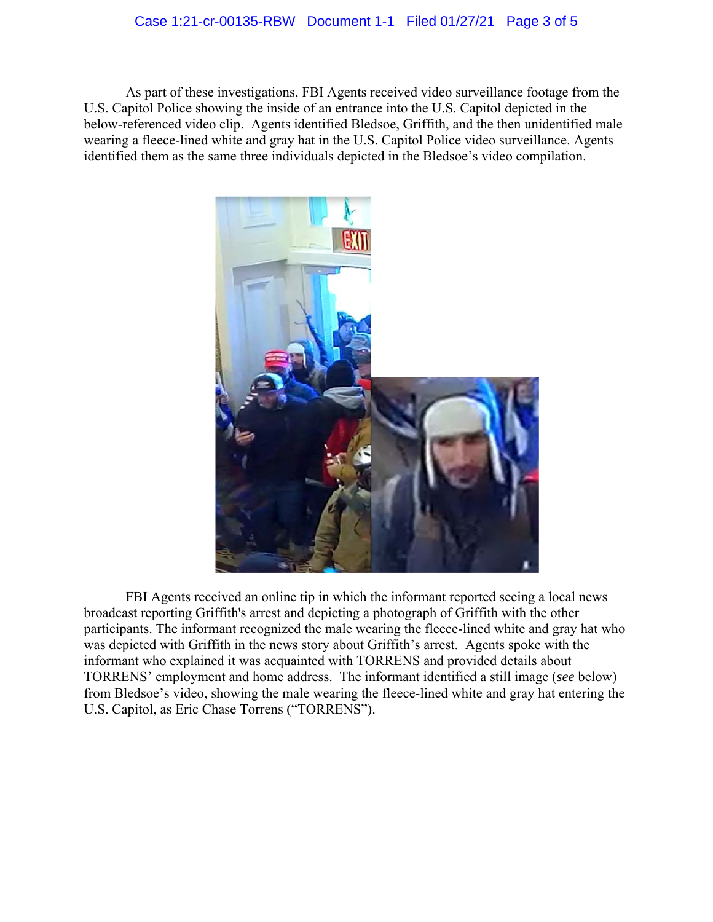As part of these investigations, FBI Agents received video surveillance footage from the U.S. Capitol Police showing the inside of an entrance into the U.S. Capitol depicted in the below-referenced video clip. Agents identified Bledsoe, Griffith, and the then unidentified male wearing a fleece-lined white and gray hat in the U.S. Capitol Police video surveillance. Agents identified them as the same three individuals depicted in the Bledsoe's video compilation.

FBI Agents received an online tip in which the informant reported seeing a local news broadcast reporting Griffith's arrest and depicting a photograph of Griffith with the other participants. The informant recognized the male wearing the fleece-lined white and gray hat who was depicted with Griffith in the news story about Griffith's arrest. Agents spoke with the informant who explained it was acquainted with TORRENS and provided details about TORRENS' employment and home address. The informant identified a still image (*see* below) from Bledsoe's video, showing the male wearing the fleece-lined white and gray hat entering the U.S. Capitol, as Eric Chase Torrens ("TORRENS").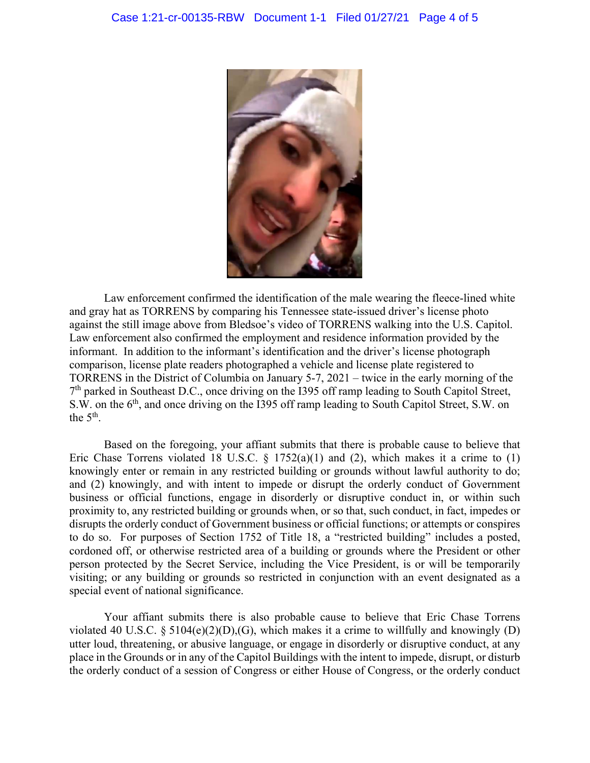Law enforcement confirmed the identification of the male wearing the fleece-lined white and gray hat as TORRENS by comparing his Tennessee state-issued driver's license photo against the still image above from Bledsoe's video of TORRENS walking into the U.S. Capitol. Law enforcement also confirmed the employment and residence information provided by the informant. In addition to the informant's identification and the driver's license photograph comparison, license plate readers photographed a vehicle and license plate registered to TORRENS in the District of Columbia on January 5-7, 2021 – twice in the early morning of the 7th parked in Southeast D.C., once driving on the I395 off ramp leading to South Capitol Street, S.W. on the 6th, and once driving on the I395 off ramp leading to South Capitol Street, S.W. on the 5th.

Based on the foregoing, your affiant submits that there is probable cause to believe that Eric Chase Torrens violated 18 U.S.C. § 1752(a)(1) and (2), which makes it a crime to (1) knowingly enter or remain in any restricted building or grounds without lawful authority to do; and (2) knowingly, and with intent to impede or disrupt the orderly conduct of Government business or official functions, engage in disorderly or disruptive conduct in, or within such proximity to, any restricted building or grounds when, or so that, such conduct, in fact, impedes or disrupts the orderly conduct of Government business or official functions; or attempts or conspires to do so. For purposes of Section 1752 of Title 18, a "restricted building" includes a posted, cordoned off, or otherwise restricted area of a building or grounds where the President or other person protected by the Secret Service, including the Vice President, is or will be temporarily visiting; or any building or grounds so restricted in conjunction with an event designated as a special event of national significance.

Your affiant submits there is also probable cause to believe that Eric Chase Torrens violated 40 U.S.C. § 5104(e)(2)(D),(G), which makes it a crime to willfully and knowingly (D) utter loud, threatening, or abusive language, or engage in disorderly or disruptive conduct, at any place in the Grounds or in any of the Capitol Buildings with the intent to impede, disrupt, or disturb the orderly conduct of a session of Congress or either House of Congress, or the orderly conduct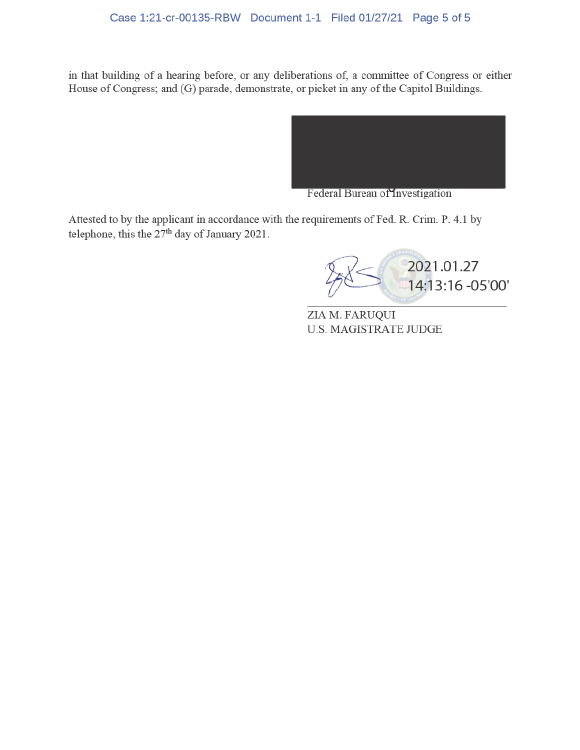in that building of a hearing before, or any deliberations of, a committee of Congress or either House of Congress; and (G) parade, demonstrate, or picket in any of the Capitol Buildings.

Federal Bureau of Investigation

Attested to by the applicant in accordance with the requirements of Fed. R. Crim. P. 4.1 by telephone, this the 27th day of January 2021.

2021.01.27
14:13:16 -05'00'

ZIA M. FARUQUI
U.S. MAGISTRATE JUDGE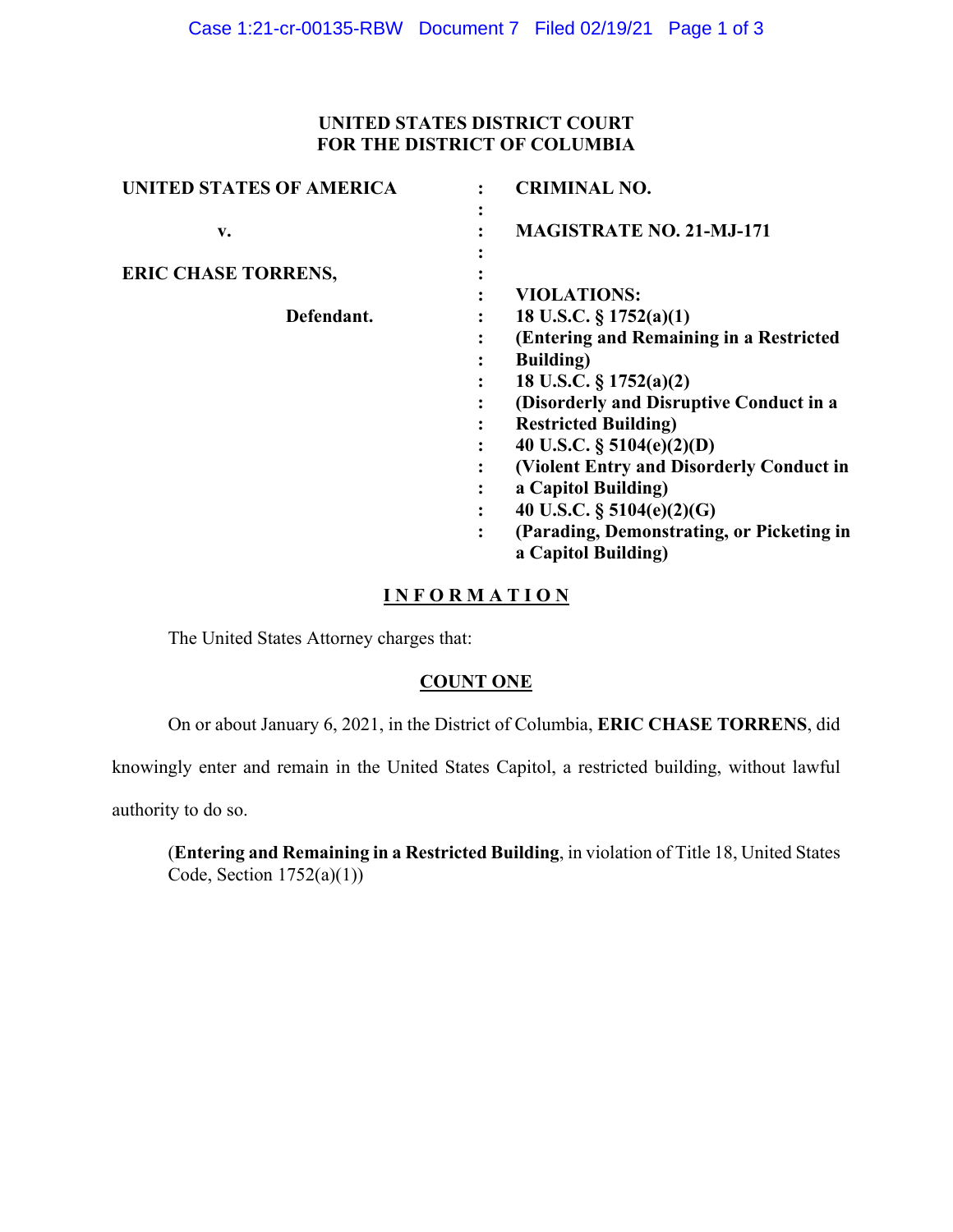**UNITED STATES DISTRICT COURT**
**FOR THE DISTRICT OF COLUMBIA**

| | | |
|---|---|---|
| **UNITED STATES OF AMERICA** | : | **CRIMINAL NO.** |
| | : | |
| **v.** | : | **MAGISTRATE NO. 21-MJ-171** |
| | : | |
| **ERIC CHASE TORRENS,** | : | |
| | : | **VIOLATIONS:** |
| **Defendant.** | : | **18 U.S.C. § 1752(a)(1)** |
| | : | **(Entering and Remaining in a Restricted Building)** |
| | : | **18 U.S.C. § 1752(a)(2)** |
| | : | **(Disorderly and Disruptive Conduct in a Restricted Building)** |
| | : | **40 U.S.C. § 5104(e)(2)(D)** |
| | : | **(Violent Entry and Disorderly Conduct in a Capitol Building)** |
| | : | **40 U.S.C. § 5104(e)(2)(G)** |
| | : | **(Parading, Demonstrating, or Picketing in a Capitol Building)** |

## I N F O R M A T I O N

The United States Attorney charges that:

### COUNT ONE

On or about January 6, 2021, in the District of Columbia, **ERIC CHASE TORRENS**, did knowingly enter and remain in the United States Capitol, a restricted building, without lawful authority to do so.

(**Entering and Remaining in a Restricted Building**, in violation of Title 18, United States Code, Section 1752(a)(1))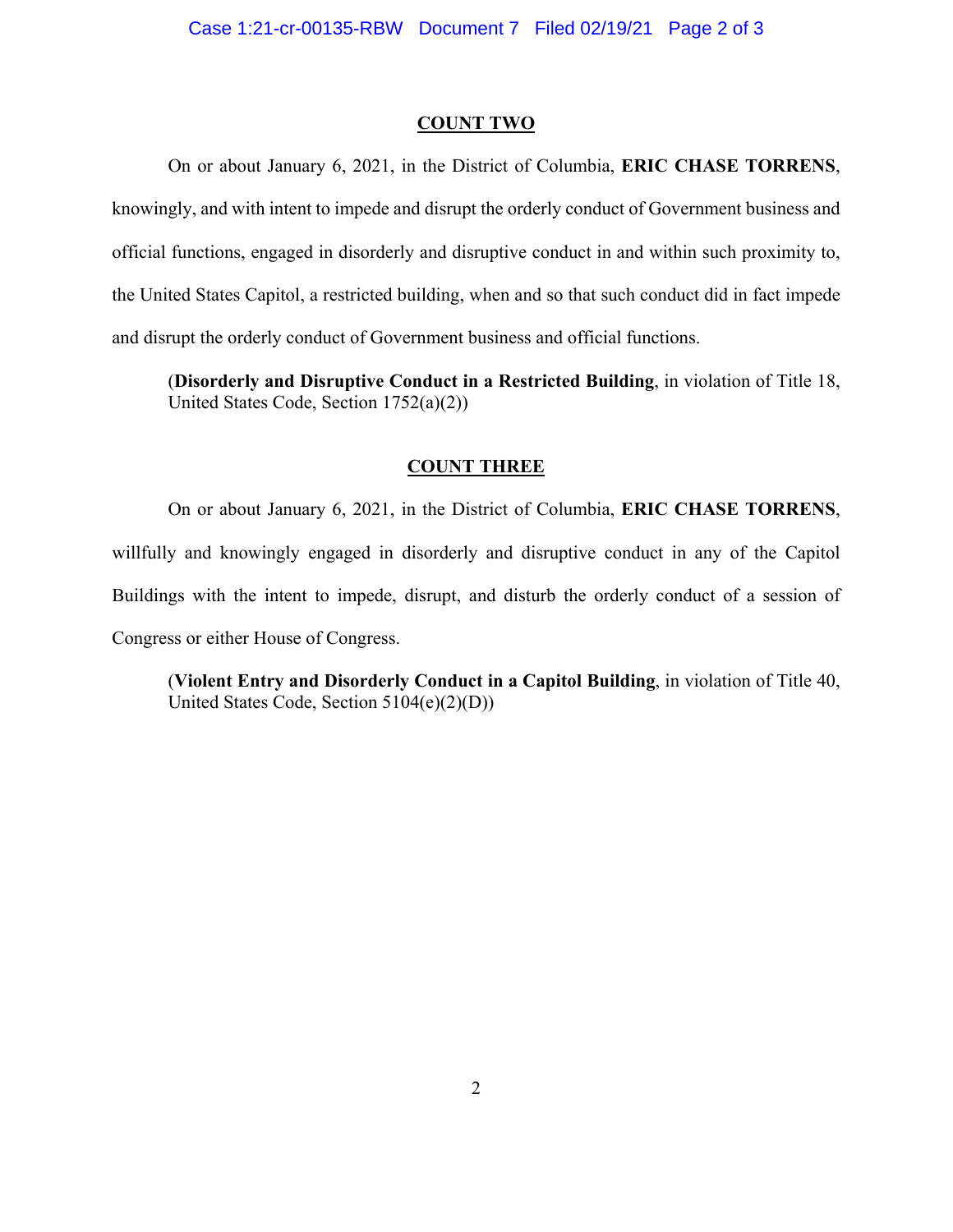## COUNT TWO

On or about January 6, 2021, in the District of Columbia, **ERIC CHASE TORRENS**, knowingly, and with intent to impede and disrupt the orderly conduct of Government business and official functions, engaged in disorderly and disruptive conduct in and within such proximity to, the United States Capitol, a restricted building, when and so that such conduct did in fact impede and disrupt the orderly conduct of Government business and official functions.

(**Disorderly and Disruptive Conduct in a Restricted Building**, in violation of Title 18, United States Code, Section 1752(a)(2))

## COUNT THREE

On or about January 6, 2021, in the District of Columbia, **ERIC CHASE TORRENS**, willfully and knowingly engaged in disorderly and disruptive conduct in any of the Capitol Buildings with the intent to impede, disrupt, and disturb the orderly conduct of a session of Congress or either House of Congress.

(**Violent Entry and Disorderly Conduct in a Capitol Building**, in violation of Title 40, United States Code, Section 5104(e)(2)(D))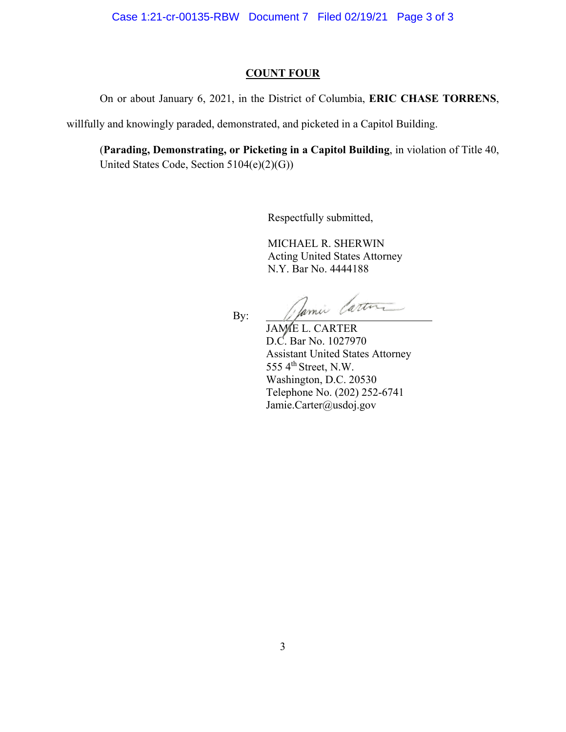## COUNT FOUR

On or about January 6, 2021, in the District of Columbia, **ERIC CHASE TORRENS**, willfully and knowingly paraded, demonstrated, and picketed in a Capitol Building.

(**Parading, Demonstrating, or Picketing in a Capitol Building**, in violation of Title 40, United States Code, Section 5104(e)(2)(G))

Respectfully submitted,

MICHAEL R. SHERWIN
Acting United States Attorney
N.Y. Bar No. 4444188

By: ______________________
JAMIE L. CARTER
D.C. Bar No. 1027970
Assistant United States Attorney
555 4th Street, N.W.
Washington, D.C. 20530
Telephone No. (202) 252-6741
Jamie.Carter@usdoj.gov